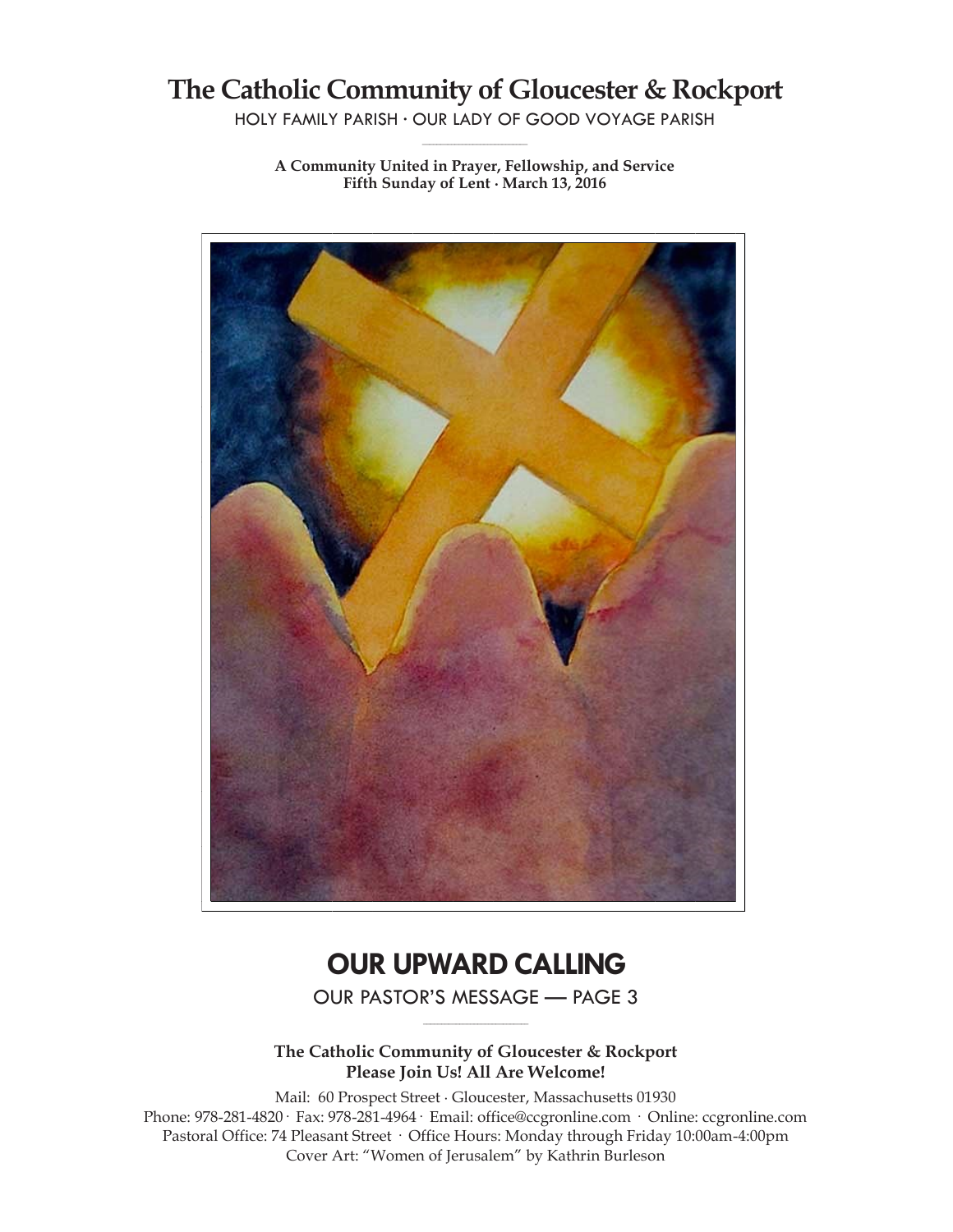# The Catholic Community of Gloucester & Rockport

HOLY FAMILY PARISH · OUR LADY OF GOOD VOYAGE PARISH

**A Community United in Prayer, Fellowship, and Service**
**Fifth Sunday of Lent · March 13, 2016**

## OUR UPWARD CALLING

OUR PASTOR'S MESSAGE — PAGE 3

**The Catholic Community of Gloucester & Rockport**
**Please Join Us! All Are Welcome!**

Mail: 60 Prospect Street · Gloucester, Massachusetts 01930
Phone: 978-281-4820 · Fax: 978-281-4964 · Email: office@ccgronline.com · Online: ccgronline.com
Pastoral Office: 74 Pleasant Street · Office Hours: Monday through Friday 10:00am-4:00pm
Cover Art: "Women of Jerusalem" by Kathrin Burleson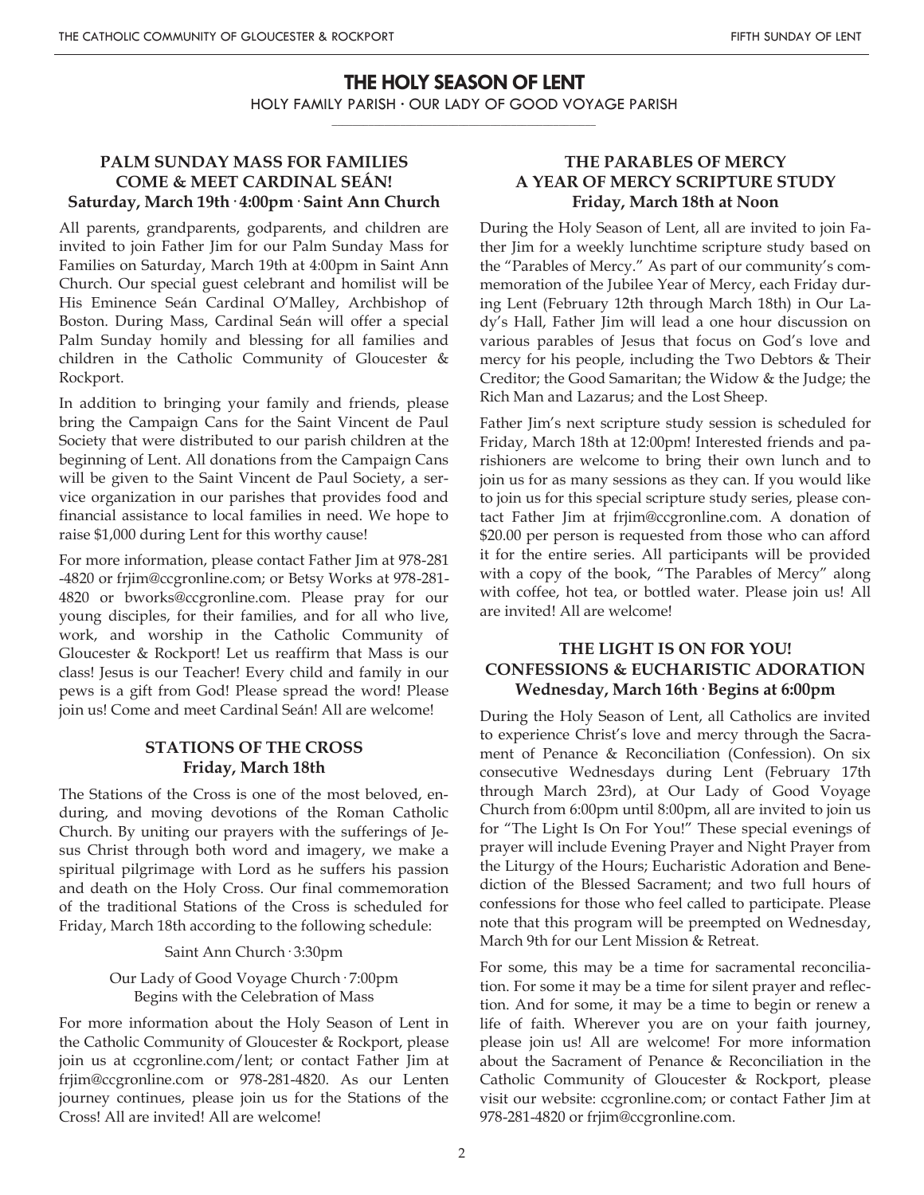# THE HOLY SEASON OF LENT

HOLY FAMILY PARISH · OUR LADY OF GOOD VOYAGE PARISH

## PALM SUNDAY MASS FOR FAMILIES COME & MEET CARDINAL SEÁN!

**Saturday, March 19th · 4:00pm · Saint Ann Church**

All parents, grandparents, godparents, and children are invited to join Father Jim for our Palm Sunday Mass for Families on Saturday, March 19th at 4:00pm in Saint Ann Church. Our special guest celebrant and homilist will be His Eminence Seán Cardinal O'Malley, Archbishop of Boston. During Mass, Cardinal Seán will offer a special Palm Sunday homily and blessing for all families and children in the Catholic Community of Gloucester & Rockport.

In addition to bringing your family and friends, please bring the Campaign Cans for the Saint Vincent de Paul Society that were distributed to our parish children at the beginning of Lent. All donations from the Campaign Cans will be given to the Saint Vincent de Paul Society, a service organization in our parishes that provides food and financial assistance to local families in need. We hope to raise $1,000 during Lent for this worthy cause!

For more information, please contact Father Jim at 978-281-4820 or frjim@ccgronline.com; or Betsy Works at 978-281-4820 or bworks@ccgronline.com. Please pray for our young disciples, for their families, and for all who live, work, and worship in the Catholic Community of Gloucester & Rockport! Let us reaffirm that Mass is our class! Jesus is our Teacher! Every child and family in our pews is a gift from God! Please spread the word! Please join us! Come and meet Cardinal Seán! All are welcome!

## STATIONS OF THE CROSS

**Friday, March 18th**

The Stations of the Cross is one of the most beloved, enduring, and moving devotions of the Roman Catholic Church. By uniting our prayers with the sufferings of Jesus Christ through both word and imagery, we make a spiritual pilgrimage with Lord as he suffers his passion and death on the Holy Cross. Our final commemoration of the traditional Stations of the Cross is scheduled for Friday, March 18th according to the following schedule:

Saint Ann Church · 3:30pm

Our Lady of Good Voyage Church · 7:00pm
Begins with the Celebration of Mass

For more information about the Holy Season of Lent in the Catholic Community of Gloucester & Rockport, please join us at ccgronline.com/lent; or contact Father Jim at frjim@ccgronline.com or 978-281-4820. As our Lenten journey continues, please join us for the Stations of the Cross! All are invited! All are welcome!

## THE PARABLES OF MERCY A YEAR OF MERCY SCRIPTURE STUDY

**Friday, March 18th at Noon**

During the Holy Season of Lent, all are invited to join Father Jim for a weekly lunchtime scripture study based on the "Parables of Mercy." As part of our community's commemoration of the Jubilee Year of Mercy, each Friday during Lent (February 12th through March 18th) in Our Lady's Hall, Father Jim will lead a one hour discussion on various parables of Jesus that focus on God's love and mercy for his people, including the Two Debtors & Their Creditor; the Good Samaritan; the Widow & the Judge; the Rich Man and Lazarus; and the Lost Sheep.

Father Jim's next scripture study session is scheduled for Friday, March 18th at 12:00pm! Interested friends and parishioners are welcome to bring their own lunch and to join us for as many sessions as they can. If you would like to join us for this special scripture study series, please contact Father Jim at frjim@ccgronline.com. A donation of $20.00 per person is requested from those who can afford it for the entire series. All participants will be provided with a copy of the book, "The Parables of Mercy" along with coffee, hot tea, or bottled water. Please join us! All are invited! All are welcome!

## THE LIGHT IS ON FOR YOU! CONFESSIONS & EUCHARISTIC ADORATION

**Wednesday, March 16th · Begins at 6:00pm**

During the Holy Season of Lent, all Catholics are invited to experience Christ's love and mercy through the Sacrament of Penance & Reconciliation (Confession). On six consecutive Wednesdays during Lent (February 17th through March 23rd), at Our Lady of Good Voyage Church from 6:00pm until 8:00pm, all are invited to join us for "The Light Is On For You!" These special evenings of prayer will include Evening Prayer and Night Prayer from the Liturgy of the Hours; Eucharistic Adoration and Benediction of the Blessed Sacrament; and two full hours of confessions for those who feel called to participate. Please note that this program will be preempted on Wednesday, March 9th for our Lent Mission & Retreat.

For some, this may be a time for sacramental reconciliation. For some it may be a time for silent prayer and reflection. And for some, it may be a time to begin or renew a life of faith. Wherever you are on your faith journey, please join us! All are welcome! For more information about the Sacrament of Penance & Reconciliation in the Catholic Community of Gloucester & Rockport, please visit our website: ccgronline.com; or contact Father Jim at 978-281-4820 or frjim@ccgronline.com.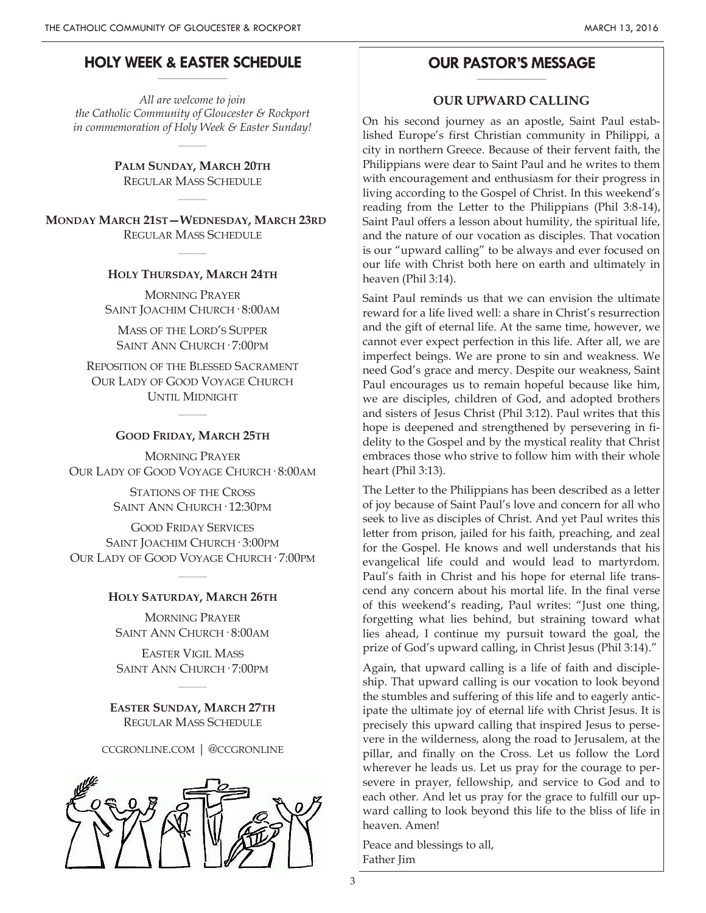## HOLY WEEK & EASTER SCHEDULE

*All are welcome to join the Catholic Community of Gloucester & Rockport in commemoration of Holy Week & Easter Sunday!*

**PALM SUNDAY, MARCH 20TH**
REGULAR MASS SCHEDULE

**MONDAY MARCH 21ST—WEDNESDAY, MARCH 23RD**
REGULAR MASS SCHEDULE

**HOLY THURSDAY, MARCH 24TH**

MORNING PRAYER
SAINT JOACHIM CHURCH · 8:00AM

MASS OF THE LORD'S SUPPER
SAINT ANN CHURCH · 7:00PM

REPOSITION OF THE BLESSED SACRAMENT
OUR LADY OF GOOD VOYAGE CHURCH
UNTIL MIDNIGHT

**GOOD FRIDAY, MARCH 25TH**

MORNING PRAYER
OUR LADY OF GOOD VOYAGE CHURCH · 8:00AM

STATIONS OF THE CROSS
SAINT ANN CHURCH · 12:30PM

GOOD FRIDAY SERVICES
SAINT JOACHIM CHURCH · 3:00PM
OUR LADY OF GOOD VOYAGE CHURCH · 7:00PM

**HOLY SATURDAY, MARCH 26TH**

MORNING PRAYER
SAINT ANN CHURCH · 8:00AM

EASTER VIGIL MASS
SAINT ANN CHURCH · 7:00PM

**EASTER SUNDAY, MARCH 27TH**
REGULAR MASS SCHEDULE

CCGRONLINE.COM | @CCGRONLINE

## OUR PASTOR'S MESSAGE

### OUR UPWARD CALLING

On his second journey as an apostle, Saint Paul established Europe's first Christian community in Philippi, a city in northern Greece. Because of their fervent faith, the Philippians were dear to Saint Paul and he writes to them with encouragement and enthusiasm for their progress in living according to the Gospel of Christ. In this weekend's reading from the Letter to the Philippians (Phil 3:8-14), Saint Paul offers a lesson about humility, the spiritual life, and the nature of our vocation as disciples. That vocation is our "upward calling" to be always and ever focused on our life with Christ both here on earth and ultimately in heaven (Phil 3:14).

Saint Paul reminds us that we can envision the ultimate reward for a life lived well: a share in Christ's resurrection and the gift of eternal life. At the same time, however, we cannot ever expect perfection in this life. After all, we are imperfect beings. We are prone to sin and weakness. We need God's grace and mercy. Despite our weakness, Saint Paul encourages us to remain hopeful because like him, we are disciples, children of God, and adopted brothers and sisters of Jesus Christ (Phil 3:12). Paul writes that this hope is deepened and strengthened by persevering in fidelity to the Gospel and by the mystical reality that Christ embraces those who strive to follow him with their whole heart (Phil 3:13).

The Letter to the Philippians has been described as a letter of joy because of Saint Paul's love and concern for all who seek to live as disciples of Christ. And yet Paul writes this letter from prison, jailed for his faith, preaching, and zeal for the Gospel. He knows and well understands that his evangelical life could and would lead to martyrdom. Paul's faith in Christ and his hope for eternal life transcend any concern about his mortal life. In the final verse of this weekend's reading, Paul writes: "Just one thing, forgetting what lies behind, but straining toward what lies ahead, I continue my pursuit toward the goal, the prize of God's upward calling, in Christ Jesus (Phil 3:14)."

Again, that upward calling is a life of faith and discipleship. That upward calling is our vocation to look beyond the stumbles and suffering of this life and to eagerly anticipate the ultimate joy of eternal life with Christ Jesus. It is precisely this upward calling that inspired Jesus to persevere in the wilderness, along the road to Jerusalem, at the pillar, and finally on the Cross. Let us follow the Lord wherever he leads us. Let us pray for the courage to persevere in prayer, fellowship, and service to God and to each other. And let us pray for the grace to fulfill our upward calling to look beyond this life to the bliss of life in heaven. Amen!

Peace and blessings to all,
Father Jim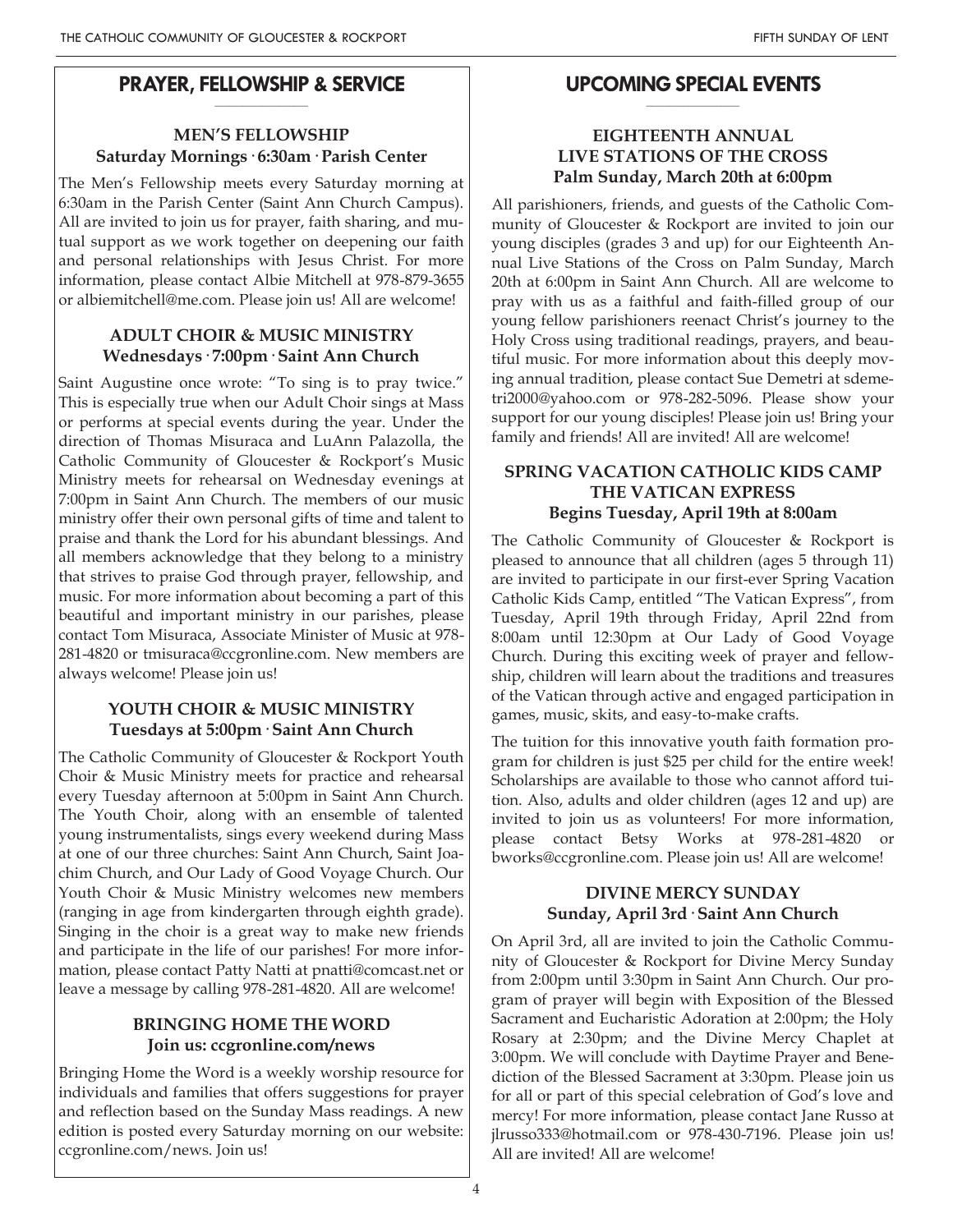## PRAYER, FELLOWSHIP & SERVICE

### MEN'S FELLOWSHIP
**Saturday Mornings · 6:30am · Parish Center**

The Men's Fellowship meets every Saturday morning at 6:30am in the Parish Center (Saint Ann Church Campus). All are invited to join us for prayer, faith sharing, and mutual support as we work together on deepening our faith and personal relationships with Jesus Christ. For more information, please contact Albie Mitchell at 978-879-3655 or albiemitchell@me.com. Please join us! All are welcome!

### ADULT CHOIR & MUSIC MINISTRY
**Wednesdays · 7:00pm · Saint Ann Church**

Saint Augustine once wrote: "To sing is to pray twice." This is especially true when our Adult Choir sings at Mass or performs at special events during the year. Under the direction of Thomas Misuraca and LuAnn Palazolla, the Catholic Community of Gloucester & Rockport's Music Ministry meets for rehearsal on Wednesday evenings at 7:00pm in Saint Ann Church. The members of our music ministry offer their own personal gifts of time and talent to praise and thank the Lord for his abundant blessings. And all members acknowledge that they belong to a ministry that strives to praise God through prayer, fellowship, and music. For more information about becoming a part of this beautiful and important ministry in our parishes, please contact Tom Misuraca, Associate Minister of Music at 978-281-4820 or tmisuraca@ccgronline.com. New members are always welcome! Please join us!

### YOUTH CHOIR & MUSIC MINISTRY
**Tuesdays at 5:00pm · Saint Ann Church**

The Catholic Community of Gloucester & Rockport Youth Choir & Music Ministry meets for practice and rehearsal every Tuesday afternoon at 5:00pm in Saint Ann Church. The Youth Choir, along with an ensemble of talented young instrumentalists, sings every weekend during Mass at one of our three churches: Saint Ann Church, Saint Joachim Church, and Our Lady of Good Voyage Church. Our Youth Choir & Music Ministry welcomes new members (ranging in age from kindergarten through eighth grade). Singing in the choir is a great way to make new friends and participate in the life of our parishes! For more information, please contact Patty Natti at pnatti@comcast.net or leave a message by calling 978-281-4820. All are welcome!

### BRINGING HOME THE WORD
**Join us: ccgronline.com/news**

Bringing Home the Word is a weekly worship resource for individuals and families that offers suggestions for prayer and reflection based on the Sunday Mass readings. A new edition is posted every Saturday morning on our website: ccgronline.com/news. Join us!

## UPCOMING SPECIAL EVENTS

### EIGHTEENTH ANNUAL LIVE STATIONS OF THE CROSS
**Palm Sunday, March 20th at 6:00pm**

All parishioners, friends, and guests of the Catholic Community of Gloucester & Rockport are invited to join our young disciples (grades 3 and up) for our Eighteenth Annual Live Stations of the Cross on Palm Sunday, March 20th at 6:00pm in Saint Ann Church. All are welcome to pray with us as a faithful and faith-filled group of our young fellow parishioners reenact Christ's journey to the Holy Cross using traditional readings, prayers, and beautiful music. For more information about this deeply moving annual tradition, please contact Sue Demetri at sdemetri2000@yahoo.com or 978-282-5096. Please show your support for our young disciples! Please join us! Bring your family and friends! All are invited! All are welcome!

### SPRING VACATION CATHOLIC KIDS CAMP THE VATICAN EXPRESS
**Begins Tuesday, April 19th at 8:00am**

The Catholic Community of Gloucester & Rockport is pleased to announce that all children (ages 5 through 11) are invited to participate in our first-ever Spring Vacation Catholic Kids Camp, entitled "The Vatican Express", from Tuesday, April 19th through Friday, April 22nd from 8:00am until 12:30pm at Our Lady of Good Voyage Church. During this exciting week of prayer and fellowship, children will learn about the traditions and treasures of the Vatican through active and engaged participation in games, music, skits, and easy-to-make crafts.

The tuition for this innovative youth faith formation program for children is just $25 per child for the entire week! Scholarships are available to those who cannot afford tuition. Also, adults and older children (ages 12 and up) are invited to join us as volunteers! For more information, please contact Betsy Works at 978-281-4820 or bworks@ccgronline.com. Please join us! All are welcome!

### DIVINE MERCY SUNDAY
**Sunday, April 3rd · Saint Ann Church**

On April 3rd, all are invited to join the Catholic Community of Gloucester & Rockport for Divine Mercy Sunday from 2:00pm until 3:30pm in Saint Ann Church. Our program of prayer will begin with Exposition of the Blessed Sacrament and Eucharistic Adoration at 2:00pm; the Holy Rosary at 2:30pm; and the Divine Mercy Chaplet at 3:00pm. We will conclude with Daytime Prayer and Benediction of the Blessed Sacrament at 3:30pm. Please join us for all or part of this special celebration of God's love and mercy! For more information, please contact Jane Russo at jlrusso333@hotmail.com or 978-430-7196. Please join us! All are invited! All are welcome!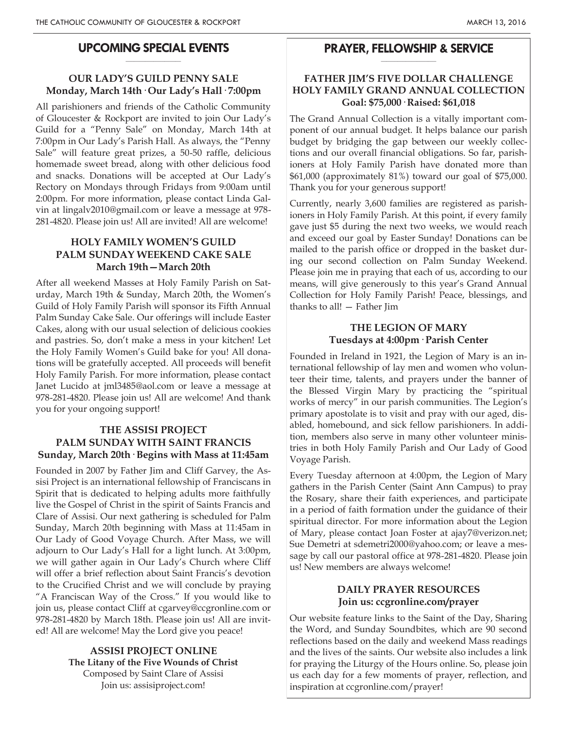## UPCOMING SPECIAL EVENTS

### OUR LADY'S GUILD PENNY SALE
**Monday, March 14th · Our Lady's Hall · 7:00pm**

All parishioners and friends of the Catholic Community of Gloucester & Rockport are invited to join Our Lady's Guild for a "Penny Sale" on Monday, March 14th at 7:00pm in Our Lady's Parish Hall. As always, the "Penny Sale" will feature great prizes, a 50-50 raffle, delicious homemade sweet bread, along with other delicious food and snacks. Donations will be accepted at Our Lady's Rectory on Mondays through Fridays from 9:00am until 2:00pm. For more information, please contact Linda Galvin at lingalv2010@gmail.com or leave a message at 978-281-4820. Please join us! All are invited! All are welcome!

### HOLY FAMILY WOMEN'S GUILD PALM SUNDAY WEEKEND CAKE SALE
**March 19th—March 20th**

After all weekend Masses at Holy Family Parish on Saturday, March 19th & Sunday, March 20th, the Women's Guild of Holy Family Parish will sponsor its Fifth Annual Palm Sunday Cake Sale. Our offerings will include Easter Cakes, along with our usual selection of delicious cookies and pastries. So, don't make a mess in your kitchen! Let the Holy Family Women's Guild bake for you! All donations will be gratefully accepted. All proceeds will benefit Holy Family Parish. For more information, please contact Janet Lucido at jml3485@aol.com or leave a message at 978-281-4820. Please join us! All are welcome! And thank you for your ongoing support!

### THE ASSISI PROJECT PALM SUNDAY WITH SAINT FRANCIS
**Sunday, March 20th · Begins with Mass at 11:45am**

Founded in 2007 by Father Jim and Cliff Garvey, the Assisi Project is an international fellowship of Franciscans in Spirit that is dedicated to helping adults more faithfully live the Gospel of Christ in the spirit of Saints Francis and Clare of Assisi. Our next gathering is scheduled for Palm Sunday, March 20th beginning with Mass at 11:45am in Our Lady of Good Voyage Church. After Mass, we will adjourn to Our Lady's Hall for a light lunch. At 3:00pm, we will gather again in Our Lady's Church where Cliff will offer a brief reflection about Saint Francis's devotion to the Crucified Christ and we will conclude by praying "A Franciscan Way of the Cross." If you would like to join us, please contact Cliff at cgarvey@ccgronline.com or 978-281-4820 by March 18th. Please join us! All are invited! All are welcome! May the Lord give you peace!

### ASSISI PROJECT ONLINE
**The Litany of the Five Wounds of Christ**

Composed by Saint Clare of Assisi

Join us: assisiproject.com!

## PRAYER, FELLOWSHIP & SERVICE

### FATHER JIM'S FIVE DOLLAR CHALLENGE HOLY FAMILY GRAND ANNUAL COLLECTION
**Goal: $75,000 · Raised: $61,018**

The Grand Annual Collection is a vitally important component of our annual budget. It helps balance our parish budget by bridging the gap between our weekly collections and our overall financial obligations. So far, parishioners at Holy Family Parish have donated more than $61,000 (approximately 81%) toward our goal of $75,000. Thank you for your generous support!

Currently, nearly 3,600 families are registered as parishioners in Holy Family Parish. At this point, if every family gave just $5 during the next two weeks, we would reach and exceed our goal by Easter Sunday! Donations can be mailed to the parish office or dropped in the basket during our second collection on Palm Sunday Weekend. Please join me in praying that each of us, according to our means, will give generously to this year's Grand Annual Collection for Holy Family Parish! Peace, blessings, and thanks to all! — Father Jim

### THE LEGION OF MARY
**Tuesdays at 4:00pm · Parish Center**

Founded in Ireland in 1921, the Legion of Mary is an international fellowship of lay men and women who volunteer their time, talents, and prayers under the banner of the Blessed Virgin Mary by practicing the "spiritual works of mercy" in our parish communities. The Legion's primary apostolate is to visit and pray with our aged, disabled, homebound, and sick fellow parishioners. In addition, members also serve in many other volunteer ministries in both Holy Family Parish and Our Lady of Good Voyage Parish.

Every Tuesday afternoon at 4:00pm, the Legion of Mary gathers in the Parish Center (Saint Ann Campus) to pray the Rosary, share their faith experiences, and participate in a period of faith formation under the guidance of their spiritual director. For more information about the Legion of Mary, please contact Joan Foster at ajay7@verizon.net; Sue Demetri at sdemetri2000@yahoo.com; or leave a message by call our pastoral office at 978-281-4820. Please join us! New members are always welcome!

### DAILY PRAYER RESOURCES
**Join us: ccgronline.com/prayer**

Our website feature links to the Saint of the Day, Sharing the Word, and Sunday Soundbites, which are 90 second reflections based on the daily and weekend Mass readings and the lives of the saints. Our website also includes a link for praying the Liturgy of the Hours online. So, please join us each day for a few moments of prayer, reflection, and inspiration at ccgronline.com/prayer!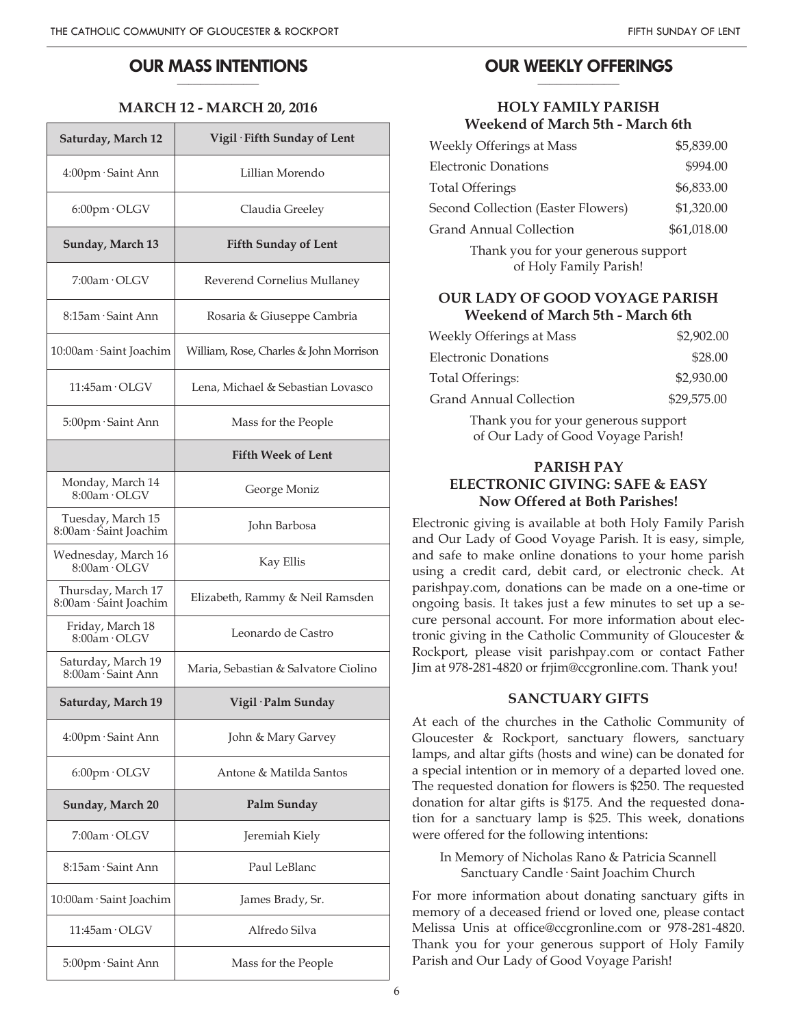## OUR MASS INTENTIONS

### MARCH 12 - MARCH 20, 2016

| Saturday, March 12 | Vigil · Fifth Sunday of Lent |
|---|---|
| 4:00pm · Saint Ann | Lillian Morendo |
| 6:00pm · OLGV | Claudia Greeley |
| **Sunday, March 13** | **Fifth Sunday of Lent** |
| 7:00am · OLGV | Reverend Cornelius Mullaney |
| 8:15am · Saint Ann | Rosaria & Giuseppe Cambria |
| 10:00am · Saint Joachim | William, Rose, Charles & John Morrison |
| 11:45am · OLGV | Lena, Michael & Sebastian Lovasco |
| 5:00pm · Saint Ann | Mass for the People |
| | **Fifth Week of Lent** |
| Monday, March 14 8:00am · OLGV | George Moniz |
| Tuesday, March 15 8:00am · Saint Joachim | John Barbosa |
| Wednesday, March 16 8:00am · OLGV | Kay Ellis |
| Thursday, March 17 8:00am · Saint Joachim | Elizabeth, Rammy & Neil Ramsden |
| Friday, March 18 8:00am · OLGV | Leonardo de Castro |
| Saturday, March 19 8:00am · Saint Ann | Maria, Sebastian & Salvatore Ciolino |
| **Saturday, March 19** | **Vigil · Palm Sunday** |
| 4:00pm · Saint Ann | John & Mary Garvey |
| 6:00pm · OLGV | Antone & Matilda Santos |
| **Sunday, March 20** | **Palm Sunday** |
| 7:00am · OLGV | Jeremiah Kiely |
| 8:15am · Saint Ann | Paul LeBlanc |
| 10:00am · Saint Joachim | James Brady, Sr. |
| 11:45am · OLGV | Alfredo Silva |
| 5:00pm · Saint Ann | Mass for the People |

## OUR WEEKLY OFFERINGS

### HOLY FAMILY PARISH
**Weekend of March 5th - March 6th**

| | |
|---|---|
| Weekly Offerings at Mass | $5,839.00 |
| Electronic Donations | $994.00 |
| Total Offerings | $6,833.00 |
| Second Collection (Easter Flowers) | $1,320.00 |
| Grand Annual Collection | $61,018.00 |

Thank you for your generous support of Holy Family Parish!

### OUR LADY OF GOOD VOYAGE PARISH
**Weekend of March 5th - March 6th**

| | |
|---|---|
| Weekly Offerings at Mass | $2,902.00 |
| Electronic Donations | $28.00 |
| Total Offerings: | $2,930.00 |
| Grand Annual Collection | $29,575.00 |

Thank you for your generous support of Our Lady of Good Voyage Parish!

### PARISH PAY
### ELECTRONIC GIVING: SAFE & EASY
**Now Offered at Both Parishes!**

Electronic giving is available at both Holy Family Parish and Our Lady of Good Voyage Parish. It is easy, simple, and safe to make online donations to your home parish using a credit card, debit card, or electronic check. At parishpay.com, donations can be made on a one-time or ongoing basis. It takes just a few minutes to set up a secure personal account. For more information about electronic giving in the Catholic Community of Gloucester & Rockport, please visit parishpay.com or contact Father Jim at 978-281-4820 or frjim@ccgronline.com. Thank you!

### SANCTUARY GIFTS

At each of the churches in the Catholic Community of Gloucester & Rockport, sanctuary flowers, sanctuary lamps, and altar gifts (hosts and wine) can be donated for a special intention or in memory of a departed loved one. The requested donation for flowers is $250. The requested donation for altar gifts is $175. And the requested donation for a sanctuary lamp is $25. This week, donations were offered for the following intentions:

In Memory of Nicholas Rano & Patricia Scannell
Sanctuary Candle · Saint Joachim Church

For more information about donating sanctuary gifts in memory of a deceased friend or loved one, please contact Melissa Unis at office@ccgronline.com or 978-281-4820. Thank you for your generous support of Holy Family Parish and Our Lady of Good Voyage Parish!